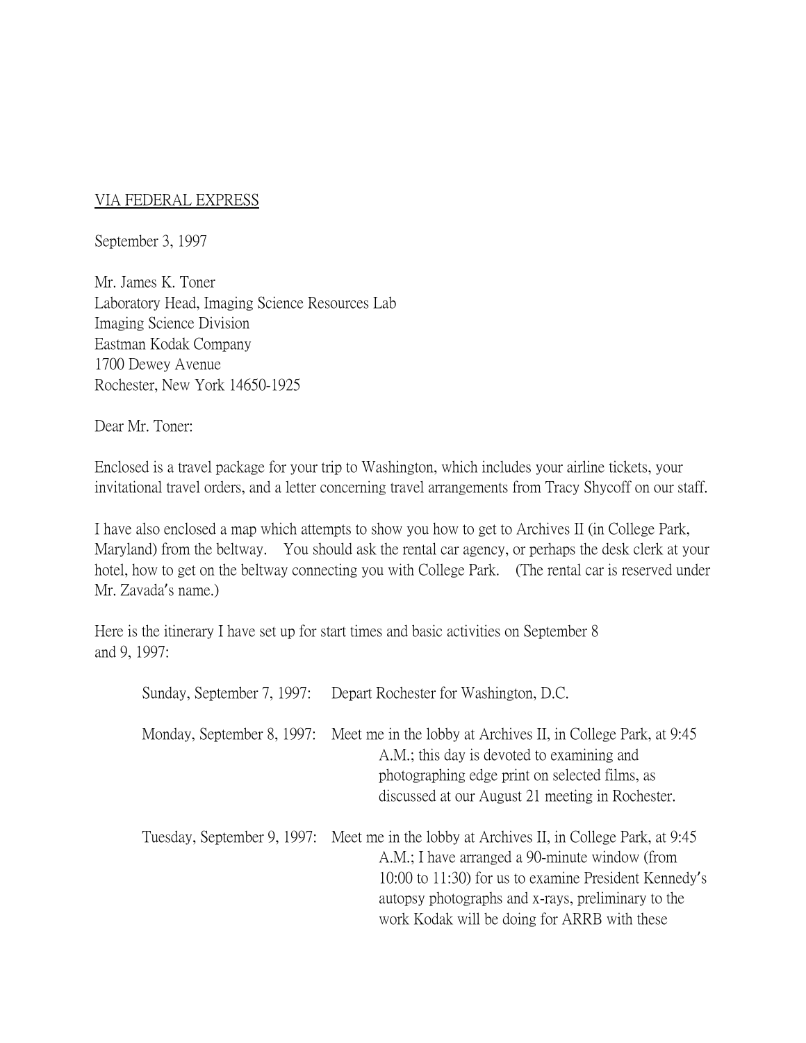<u>VIA FEDERAL EXPRESS</u>

September 3, 1997

Mr. James K. Toner
Laboratory Head, Imaging Science Resources Lab
Imaging Science Division
Eastman Kodak Company
1700 Dewey Avenue
Rochester, New York 14650-1925

Dear Mr. Toner:

Enclosed is a travel package for your trip to Washington, which includes your airline tickets, your invitational travel orders, and a letter concerning travel arrangements from Tracy Shycoff on our staff.

I have also enclosed a map which attempts to show you how to get to Archives II (in College Park, Maryland) from the beltway. You should ask the rental car agency, or perhaps the desk clerk at your hotel, how to get on the beltway connecting you with College Park. (The rental car is reserved under Mr. Zavada's name.)

Here is the itinerary I have set up for start times and basic activities on September 8 and 9, 1997:

Sunday, September 7, 1997: Depart Rochester for Washington, D.C.

Monday, September 8, 1997: Meet me in the lobby at Archives II, in College Park, at 9:45 A.M.; this day is devoted to examining and photographing edge print on selected films, as discussed at our August 21 meeting in Rochester.

Tuesday, September 9, 1997: Meet me in the lobby at Archives II, in College Park, at 9:45 A.M.; I have arranged a 90-minute window (from 10:00 to 11:30) for us to examine President Kennedy's autopsy photographs and x-rays, preliminary to the work Kodak will be doing for ARRB with these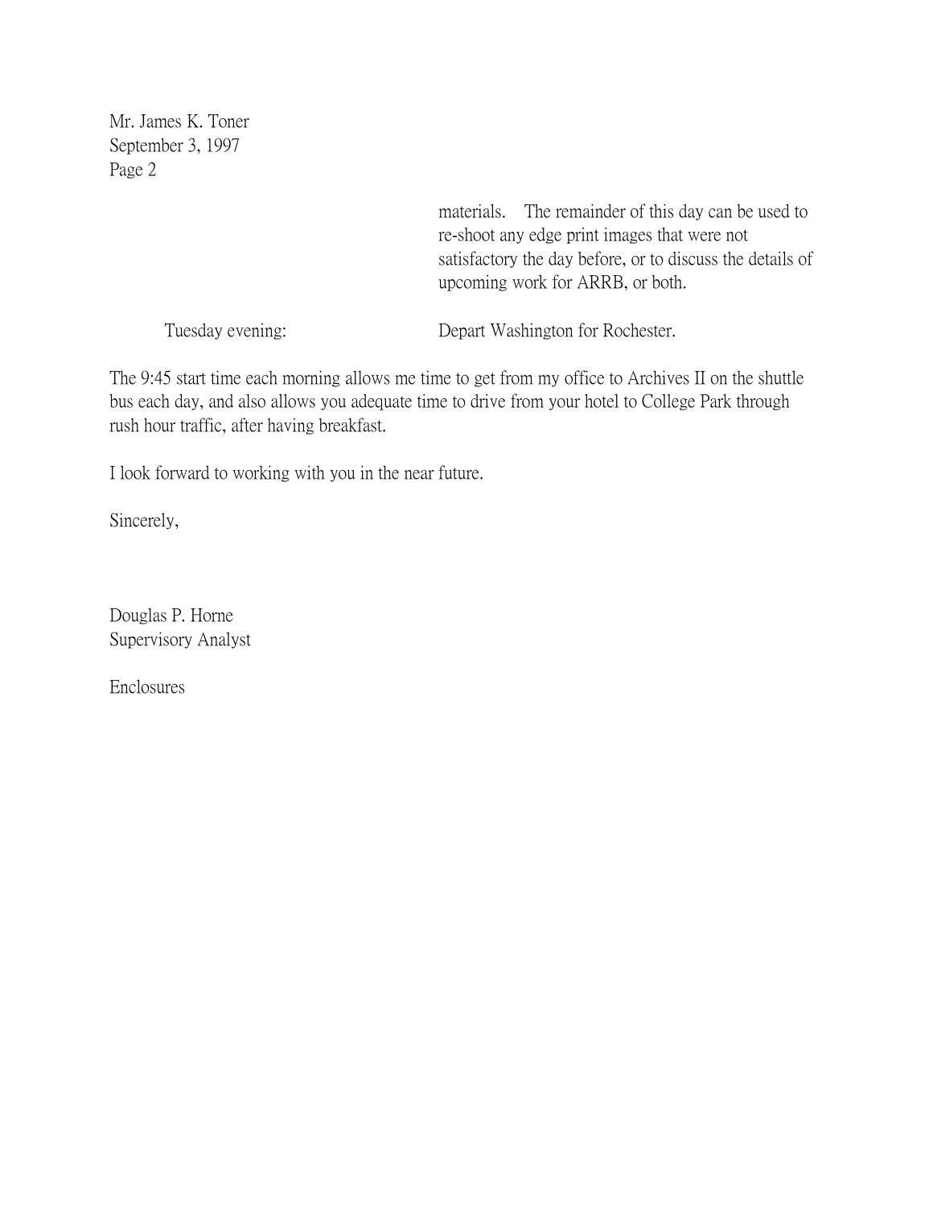Mr. James K. Toner
September 3, 1997
Page 2

materials. The remainder of this day can be used to re-shoot any edge print images that were not satisfactory the day before, or to discuss the details of upcoming work for ARRB, or both.

Tuesday evening: Depart Washington for Rochester.

The 9:45 start time each morning allows me time to get from my office to Archives II on the shuttle bus each day, and also allows you adequate time to drive from your hotel to College Park through rush hour traffic, after having breakfast.

I look forward to working with you in the near future.

Sincerely,

Douglas P. Horne
Supervisory Analyst

Enclosures